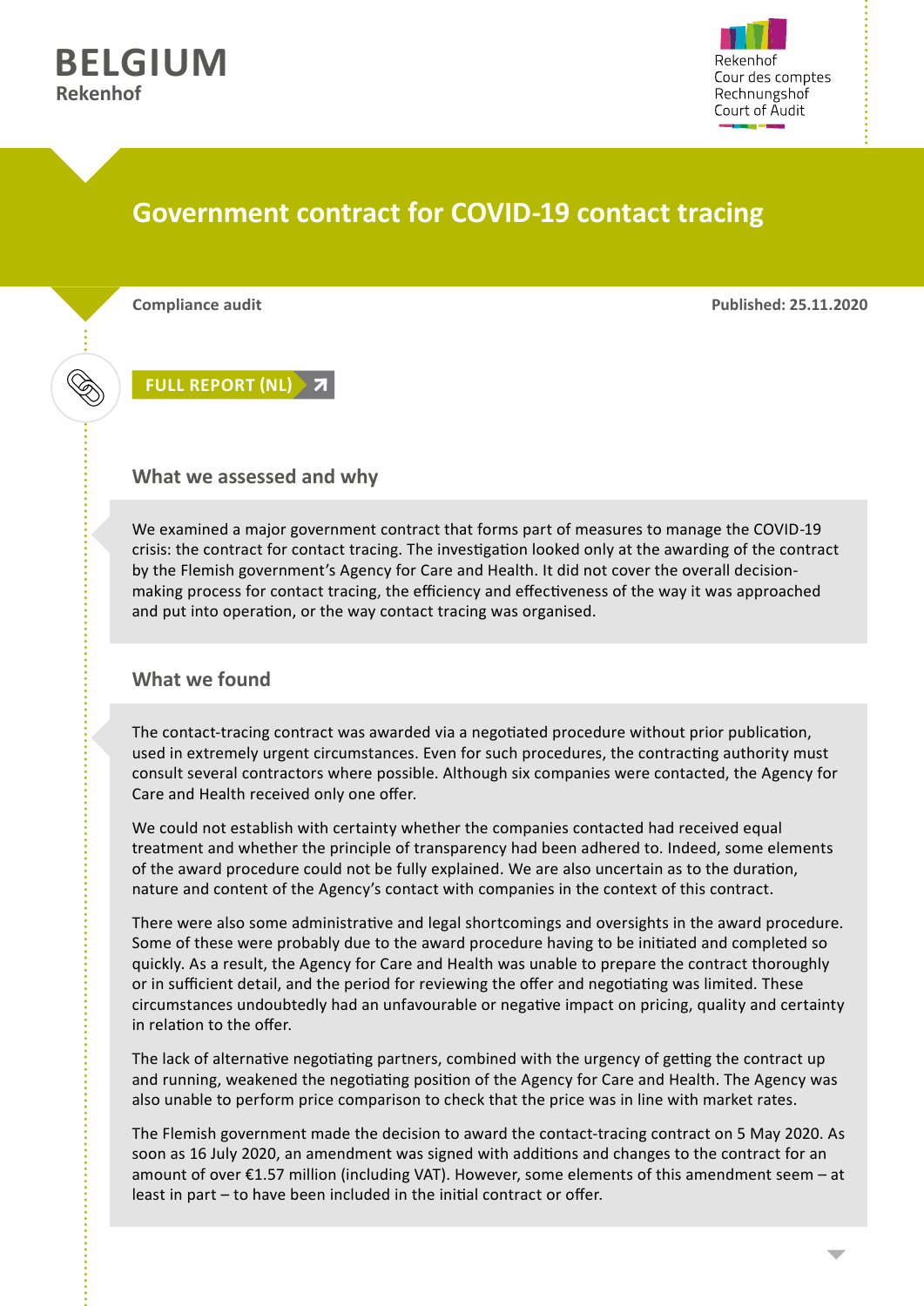**BELGIUM**
**Rekenhof**

Rekenhof
Cour des comptes
Rechnungshof
Court of Audit

# Government contract for COVID-19 contact tracing

**Compliance audit**

**Published: 25.11.2020**

**FULL REPORT (NL)**

## What we assessed and why

We examined a major government contract that forms part of measures to manage the COVID-19 crisis: the contract for contact tracing. The investigation looked only at the awarding of the contract by the Flemish government's Agency for Care and Health. It did not cover the overall decision-making process for contact tracing, the efficiency and effectiveness of the way it was approached and put into operation, or the way contact tracing was organised.

## What we found

The contact-tracing contract was awarded via a negotiated procedure without prior publication, used in extremely urgent circumstances. Even for such procedures, the contracting authority must consult several contractors where possible. Although six companies were contacted, the Agency for Care and Health received only one offer.

We could not establish with certainty whether the companies contacted had received equal treatment and whether the principle of transparency had been adhered to. Indeed, some elements of the award procedure could not be fully explained. We are also uncertain as to the duration, nature and content of the Agency's contact with companies in the context of this contract.

There were also some administrative and legal shortcomings and oversights in the award procedure. Some of these were probably due to the award procedure having to be initiated and completed so quickly. As a result, the Agency for Care and Health was unable to prepare the contract thoroughly or in sufficient detail, and the period for reviewing the offer and negotiating was limited. These circumstances undoubtedly had an unfavourable or negative impact on pricing, quality and certainty in relation to the offer.

The lack of alternative negotiating partners, combined with the urgency of getting the contract up and running, weakened the negotiating position of the Agency for Care and Health. The Agency was also unable to perform price comparison to check that the price was in line with market rates.

The Flemish government made the decision to award the contact-tracing contract on 5 May 2020. As soon as 16 July 2020, an amendment was signed with additions and changes to the contract for an amount of over €1.57 million (including VAT). However, some elements of this amendment seem – at least in part – to have been included in the initial contract or offer.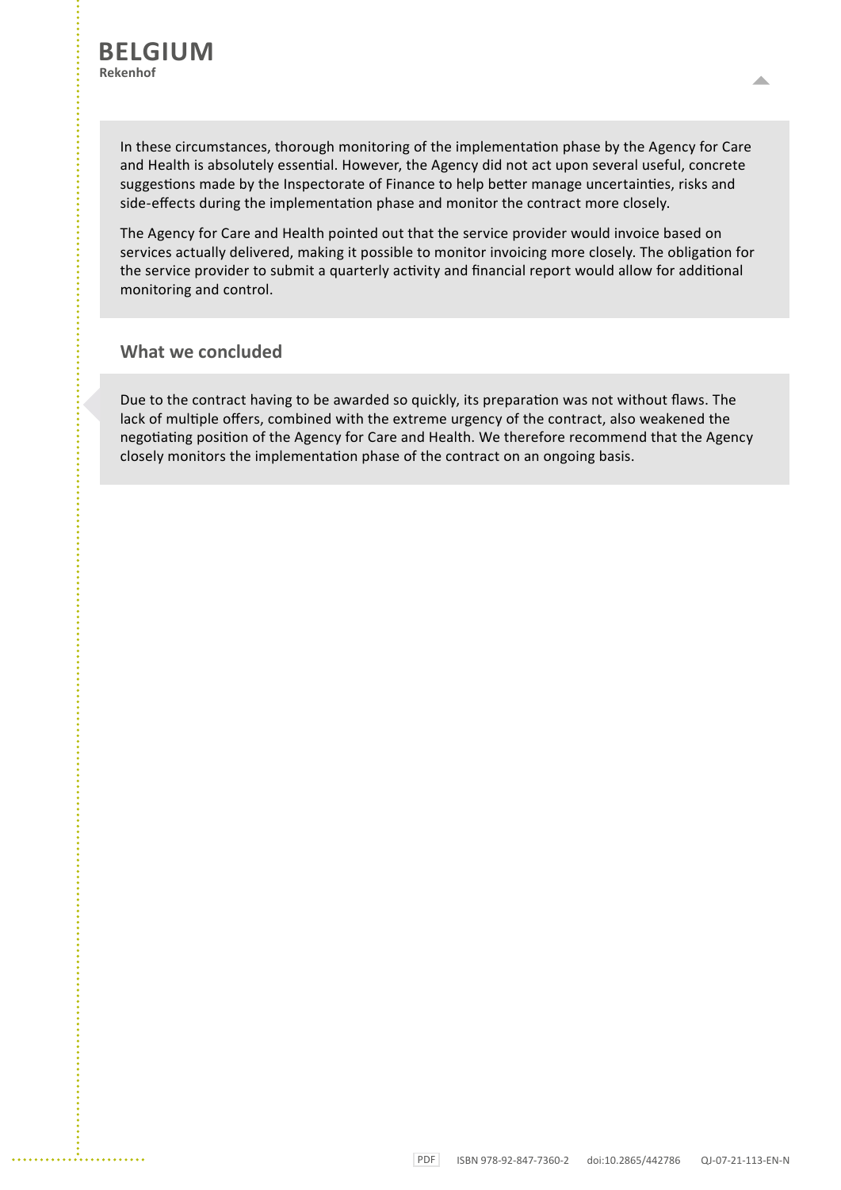In these circumstances, thorough monitoring of the implementation phase by the Agency for Care and Health is absolutely essential. However, the Agency did not act upon several useful, concrete suggestions made by the Inspectorate of Finance to help better manage uncertainties, risks and side-effects during the implementation phase and monitor the contract more closely.

The Agency for Care and Health pointed out that the service provider would invoice based on services actually delivered, making it possible to monitor invoicing more closely. The obligation for the service provider to submit a quarterly activity and financial report would allow for additional monitoring and control.

### What we concluded

Due to the contract having to be awarded so quickly, its preparation was not without flaws. The lack of multiple offers, combined with the extreme urgency of the contract, also weakened the negotiating position of the Agency for Care and Health. We therefore recommend that the Agency closely monitors the implementation phase of the contract on an ongoing basis.